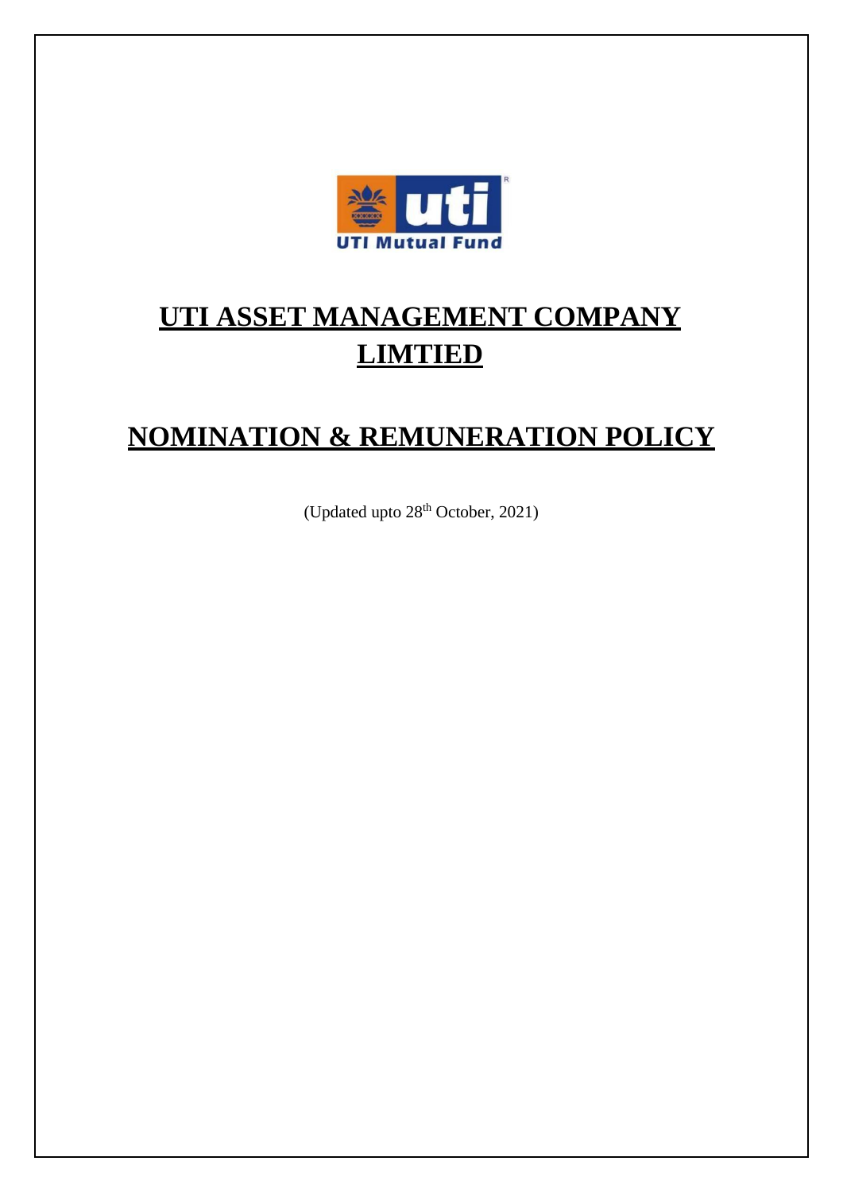# UTI ASSET MANAGEMENT COMPANY LIMTIED

# NOMINATION & REMUNERATION POLICY

(Updated upto 28th October, 2021)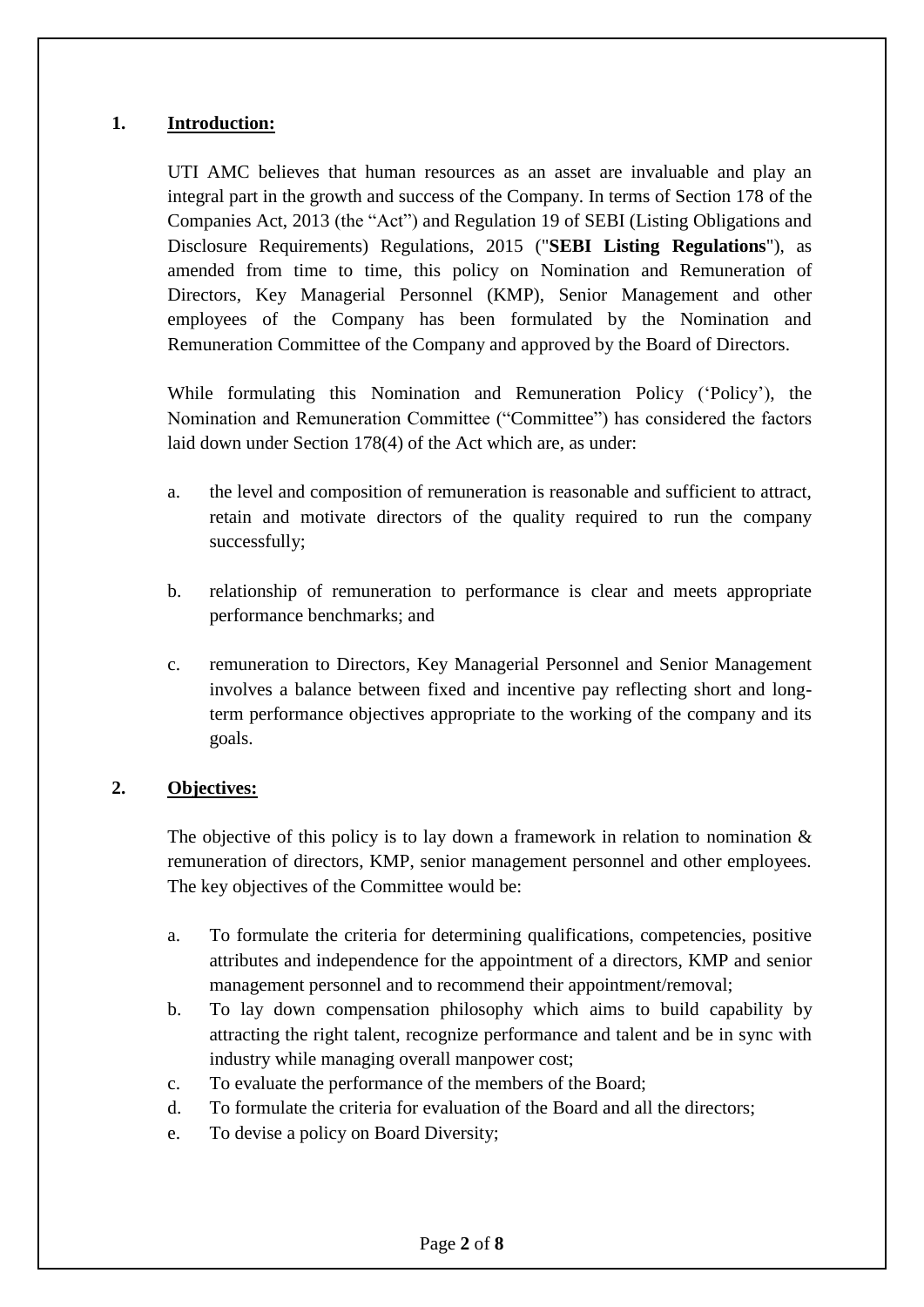## 1. Introduction:

UTI AMC believes that human resources as an asset are invaluable and play an integral part in the growth and success of the Company. In terms of Section 178 of the Companies Act, 2013 (the "Act") and Regulation 19 of SEBI (Listing Obligations and Disclosure Requirements) Regulations, 2015 ("**SEBI Listing Regulations**"), as amended from time to time, this policy on Nomination and Remuneration of Directors, Key Managerial Personnel (KMP), Senior Management and other employees of the Company has been formulated by the Nomination and Remuneration Committee of the Company and approved by the Board of Directors.

While formulating this Nomination and Remuneration Policy ('Policy'), the Nomination and Remuneration Committee ("Committee") has considered the factors laid down under Section 178(4) of the Act which are, as under:

a. the level and composition of remuneration is reasonable and sufficient to attract, retain and motivate directors of the quality required to run the company successfully;

b. relationship of remuneration to performance is clear and meets appropriate performance benchmarks; and

c. remuneration to Directors, Key Managerial Personnel and Senior Management involves a balance between fixed and incentive pay reflecting short and long-term performance objectives appropriate to the working of the company and its goals.

## 2. Objectives:

The objective of this policy is to lay down a framework in relation to nomination & remuneration of directors, KMP, senior management personnel and other employees. The key objectives of the Committee would be:

a. To formulate the criteria for determining qualifications, competencies, positive attributes and independence for the appointment of a directors, KMP and senior management personnel and to recommend their appointment/removal;
b. To lay down compensation philosophy which aims to build capability by attracting the right talent, recognize performance and talent and be in sync with industry while managing overall manpower cost;
c. To evaluate the performance of the members of the Board;
d. To formulate the criteria for evaluation of the Board and all the directors;
e. To devise a policy on Board Diversity;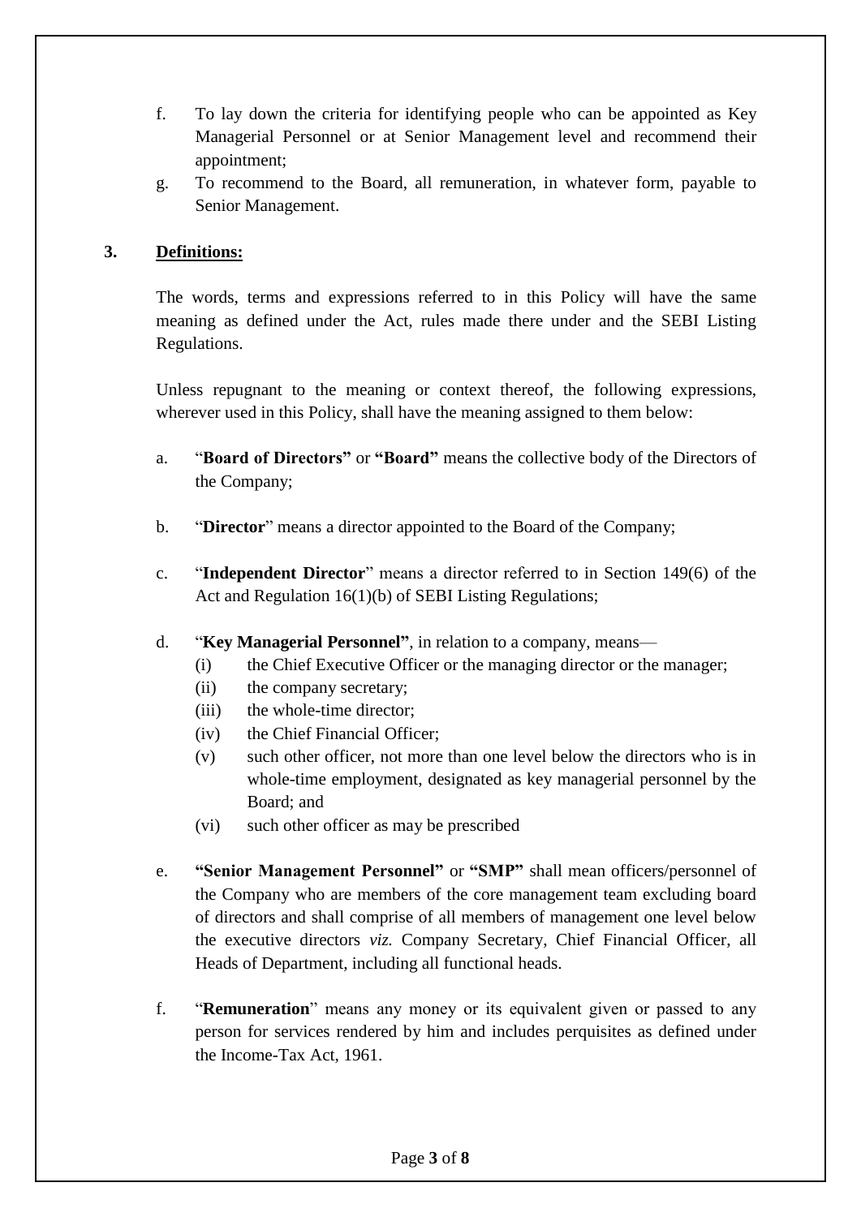f. To lay down the criteria for identifying people who can be appointed as Key Managerial Personnel or at Senior Management level and recommend their appointment;

g. To recommend to the Board, all remuneration, in whatever form, payable to Senior Management.

## 3. Definitions:

The words, terms and expressions referred to in this Policy will have the same meaning as defined under the Act, rules made there under and the SEBI Listing Regulations.

Unless repugnant to the meaning or context thereof, the following expressions, wherever used in this Policy, shall have the meaning assigned to them below:

a. "**Board of Directors"** or **"Board"** means the collective body of the Directors of the Company;

b. "**Director**" means a director appointed to the Board of the Company;

c. "**Independent Director**" means a director referred to in Section 149(6) of the Act and Regulation 16(1)(b) of SEBI Listing Regulations;

d. "**Key Managerial Personnel"**, in relation to a company, means—
   - (i) the Chief Executive Officer or the managing director or the manager;
   - (ii) the company secretary;
   - (iii) the whole-time director;
   - (iv) the Chief Financial Officer;
   - (v) such other officer, not more than one level below the directors who is in whole-time employment, designated as key managerial personnel by the Board; and
   - (vi) such other officer as may be prescribed

e. **"Senior Management Personnel"** or **"SMP"** shall mean officers/personnel of the Company who are members of the core management team excluding board of directors and shall comprise of all members of management one level below the executive directors *viz.* Company Secretary, Chief Financial Officer, all Heads of Department, including all functional heads.

f. "**Remuneration**" means any money or its equivalent given or passed to any person for services rendered by him and includes perquisites as defined under the Income-Tax Act, 1961.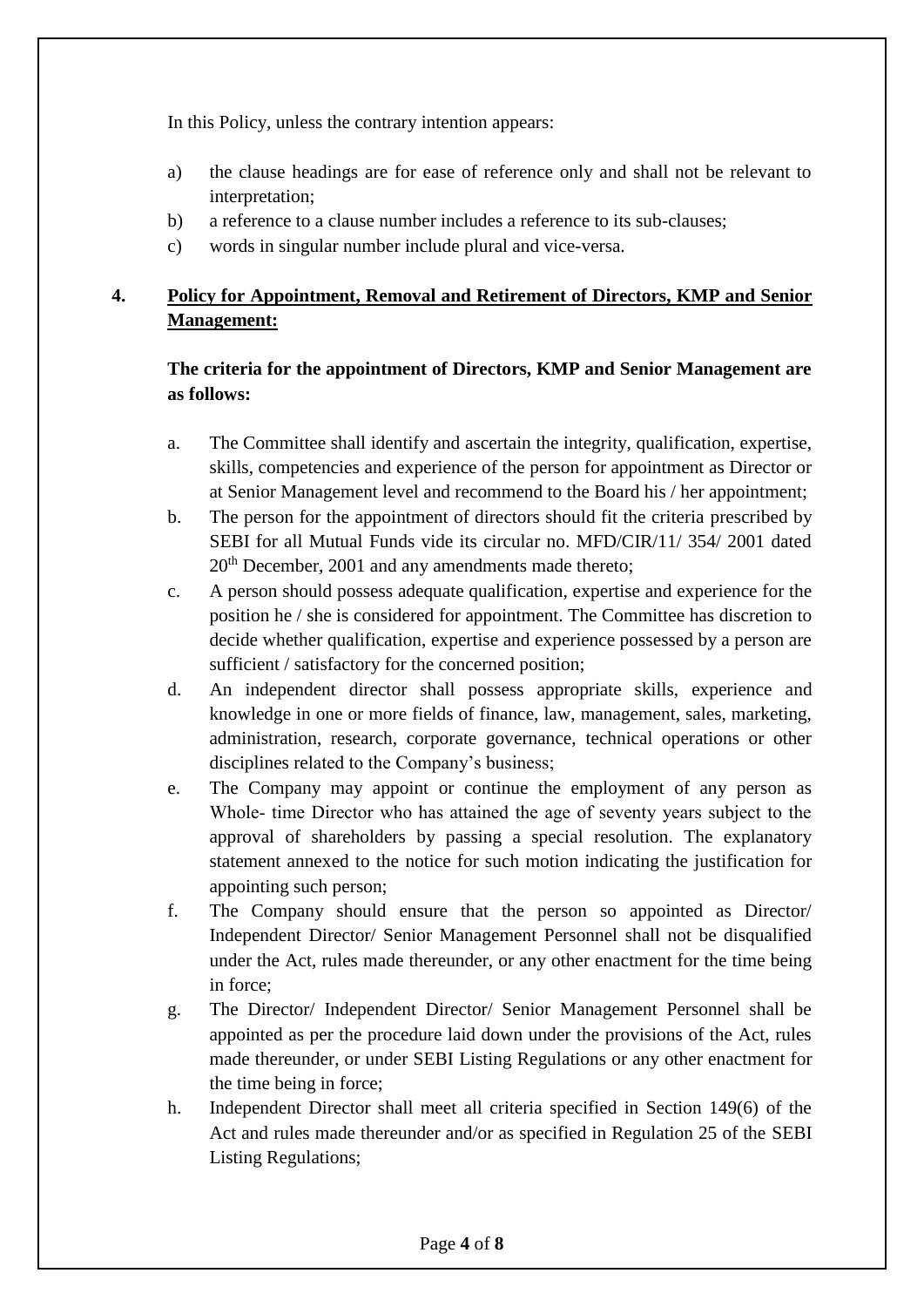In this Policy, unless the contrary intention appears:

a) the clause headings are for ease of reference only and shall not be relevant to interpretation;
b) a reference to a clause number includes a reference to its sub-clauses;
c) words in singular number include plural and vice-versa.

## 4. <u>Policy for Appointment, Removal and Retirement of Directors, KMP and Senior Management:</u>

**The criteria for the appointment of Directors, KMP and Senior Management are as follows:**

a. The Committee shall identify and ascertain the integrity, qualification, expertise, skills, competencies and experience of the person for appointment as Director or at Senior Management level and recommend to the Board his / her appointment;
b. The person for the appointment of directors should fit the criteria prescribed by SEBI for all Mutual Funds vide its circular no. MFD/CIR/11/ 354/ 2001 dated 20th December, 2001 and any amendments made thereto;
c. A person should possess adequate qualification, expertise and experience for the position he / she is considered for appointment. The Committee has discretion to decide whether qualification, expertise and experience possessed by a person are sufficient / satisfactory for the concerned position;
d. An independent director shall possess appropriate skills, experience and knowledge in one or more fields of finance, law, management, sales, marketing, administration, research, corporate governance, technical operations or other disciplines related to the Company's business;
e. The Company may appoint or continue the employment of any person as Whole- time Director who has attained the age of seventy years subject to the approval of shareholders by passing a special resolution. The explanatory statement annexed to the notice for such motion indicating the justification for appointing such person;
f. The Company should ensure that the person so appointed as Director/ Independent Director/ Senior Management Personnel shall not be disqualified under the Act, rules made thereunder, or any other enactment for the time being in force;
g. The Director/ Independent Director/ Senior Management Personnel shall be appointed as per the procedure laid down under the provisions of the Act, rules made thereunder, or under SEBI Listing Regulations or any other enactment for the time being in force;
h. Independent Director shall meet all criteria specified in Section 149(6) of the Act and rules made thereunder and/or as specified in Regulation 25 of the SEBI Listing Regulations;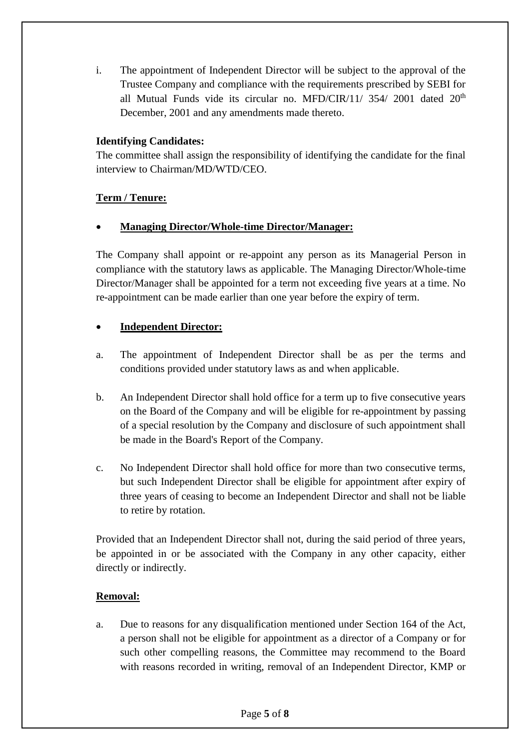i. The appointment of Independent Director will be subject to the approval of the Trustee Company and compliance with the requirements prescribed by SEBI for all Mutual Funds vide its circular no. MFD/CIR/11/ 354/ 2001 dated 20th December, 2001 and any amendments made thereto.

**Identifying Candidates:**
The committee shall assign the responsibility of identifying the candidate for the final interview to Chairman/MD/WTD/CEO.

**Term / Tenure:**

- **Managing Director/Whole-time Director/Manager:**

The Company shall appoint or re-appoint any person as its Managerial Person in compliance with the statutory laws as applicable. The Managing Director/Whole-time Director/Manager shall be appointed for a term not exceeding five years at a time. No re-appointment can be made earlier than one year before the expiry of term.

- **Independent Director:**

a. The appointment of Independent Director shall be as per the terms and conditions provided under statutory laws as and when applicable.

b. An Independent Director shall hold office for a term up to five consecutive years on the Board of the Company and will be eligible for re-appointment by passing of a special resolution by the Company and disclosure of such appointment shall be made in the Board's Report of the Company.

c. No Independent Director shall hold office for more than two consecutive terms, but such Independent Director shall be eligible for appointment after expiry of three years of ceasing to become an Independent Director and shall not be liable to retire by rotation.

Provided that an Independent Director shall not, during the said period of three years, be appointed in or be associated with the Company in any other capacity, either directly or indirectly.

**Removal:**

a. Due to reasons for any disqualification mentioned under Section 164 of the Act, a person shall not be eligible for appointment as a director of a Company or for such other compelling reasons, the Committee may recommend to the Board with reasons recorded in writing, removal of an Independent Director, KMP or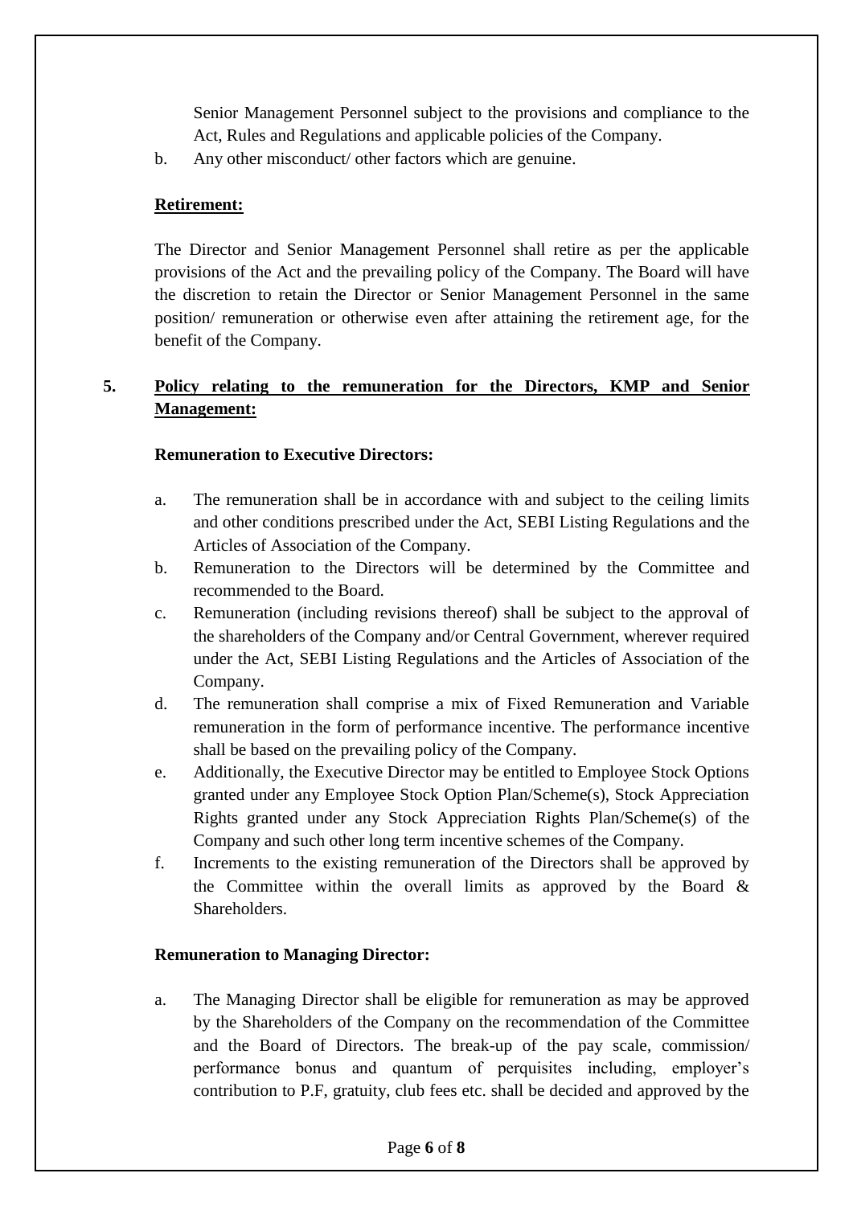Senior Management Personnel subject to the provisions and compliance to the Act, Rules and Regulations and applicable policies of the Company.

b. Any other misconduct/ other factors which are genuine.

**Retirement:**

The Director and Senior Management Personnel shall retire as per the applicable provisions of the Act and the prevailing policy of the Company. The Board will have the discretion to retain the Director or Senior Management Personnel in the same position/ remuneration or otherwise even after attaining the retirement age, for the benefit of the Company.

## 5. Policy relating to the remuneration for the Directors, KMP and Senior Management:

**Remuneration to Executive Directors:**

a. The remuneration shall be in accordance with and subject to the ceiling limits and other conditions prescribed under the Act, SEBI Listing Regulations and the Articles of Association of the Company.

b. Remuneration to the Directors will be determined by the Committee and recommended to the Board.

c. Remuneration (including revisions thereof) shall be subject to the approval of the shareholders of the Company and/or Central Government, wherever required under the Act, SEBI Listing Regulations and the Articles of Association of the Company.

d. The remuneration shall comprise a mix of Fixed Remuneration and Variable remuneration in the form of performance incentive. The performance incentive shall be based on the prevailing policy of the Company.

e. Additionally, the Executive Director may be entitled to Employee Stock Options granted under any Employee Stock Option Plan/Scheme(s), Stock Appreciation Rights granted under any Stock Appreciation Rights Plan/Scheme(s) of the Company and such other long term incentive schemes of the Company.

f. Increments to the existing remuneration of the Directors shall be approved by the Committee within the overall limits as approved by the Board & Shareholders.

**Remuneration to Managing Director:**

a. The Managing Director shall be eligible for remuneration as may be approved by the Shareholders of the Company on the recommendation of the Committee and the Board of Directors. The break-up of the pay scale, commission/ performance bonus and quantum of perquisites including, employer's contribution to P.F, gratuity, club fees etc. shall be decided and approved by the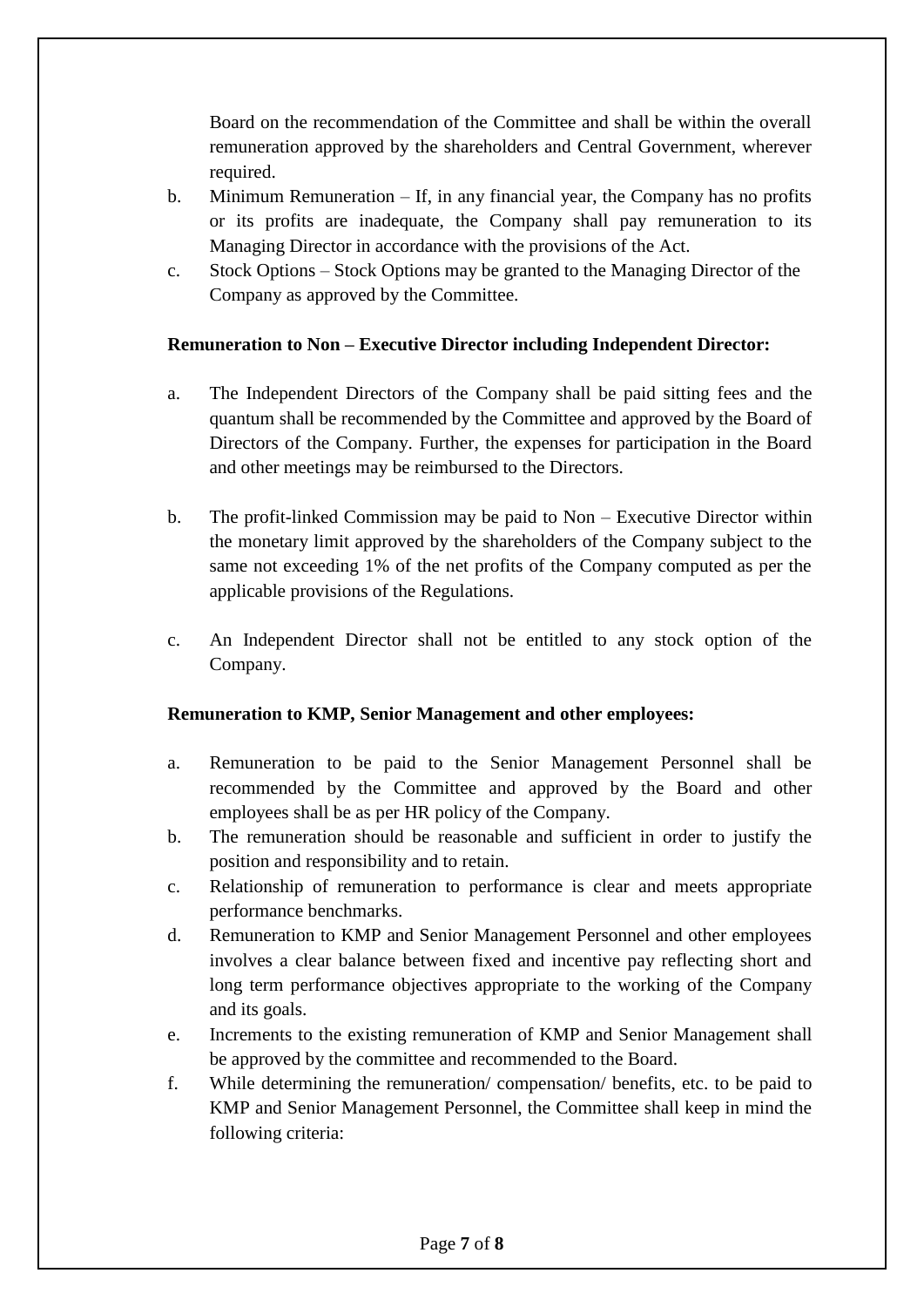Board on the recommendation of the Committee and shall be within the overall remuneration approved by the shareholders and Central Government, wherever required.

b. Minimum Remuneration – If, in any financial year, the Company has no profits or its profits are inadequate, the Company shall pay remuneration to its Managing Director in accordance with the provisions of the Act.
c. Stock Options – Stock Options may be granted to the Managing Director of the Company as approved by the Committee.

**Remuneration to Non – Executive Director including Independent Director:**

a. The Independent Directors of the Company shall be paid sitting fees and the quantum shall be recommended by the Committee and approved by the Board of Directors of the Company. Further, the expenses for participation in the Board and other meetings may be reimbursed to the Directors.

b. The profit-linked Commission may be paid to Non – Executive Director within the monetary limit approved by the shareholders of the Company subject to the same not exceeding 1% of the net profits of the Company computed as per the applicable provisions of the Regulations.

c. An Independent Director shall not be entitled to any stock option of the Company.

**Remuneration to KMP, Senior Management and other employees:**

a. Remuneration to be paid to the Senior Management Personnel shall be recommended by the Committee and approved by the Board and other employees shall be as per HR policy of the Company.
b. The remuneration should be reasonable and sufficient in order to justify the position and responsibility and to retain.
c. Relationship of remuneration to performance is clear and meets appropriate performance benchmarks.
d. Remuneration to KMP and Senior Management Personnel and other employees involves a clear balance between fixed and incentive pay reflecting short and long term performance objectives appropriate to the working of the Company and its goals.
e. Increments to the existing remuneration of KMP and Senior Management shall be approved by the committee and recommended to the Board.
f. While determining the remuneration/ compensation/ benefits, etc. to be paid to KMP and Senior Management Personnel, the Committee shall keep in mind the following criteria: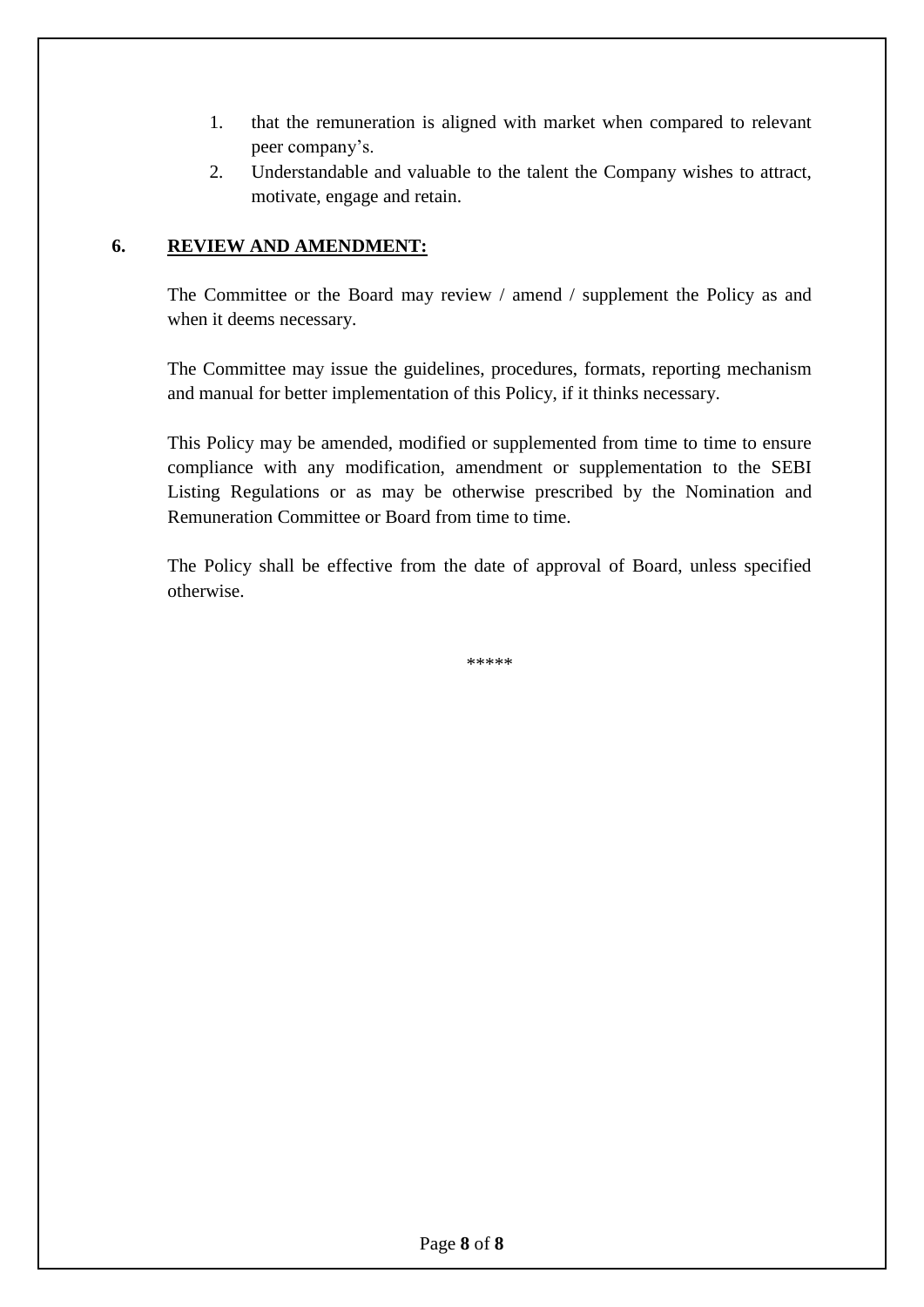1. that the remuneration is aligned with market when compared to relevant peer company's.
2. Understandable and valuable to the talent the Company wishes to attract, motivate, engage and retain.

## 6. REVIEW AND AMENDMENT:

The Committee or the Board may review / amend / supplement the Policy as and when it deems necessary.

The Committee may issue the guidelines, procedures, formats, reporting mechanism and manual for better implementation of this Policy, if it thinks necessary.

This Policy may be amended, modified or supplemented from time to time to ensure compliance with any modification, amendment or supplementation to the SEBI Listing Regulations or as may be otherwise prescribed by the Nomination and Remuneration Committee or Board from time to time.

The Policy shall be effective from the date of approval of Board, unless specified otherwise.

*****